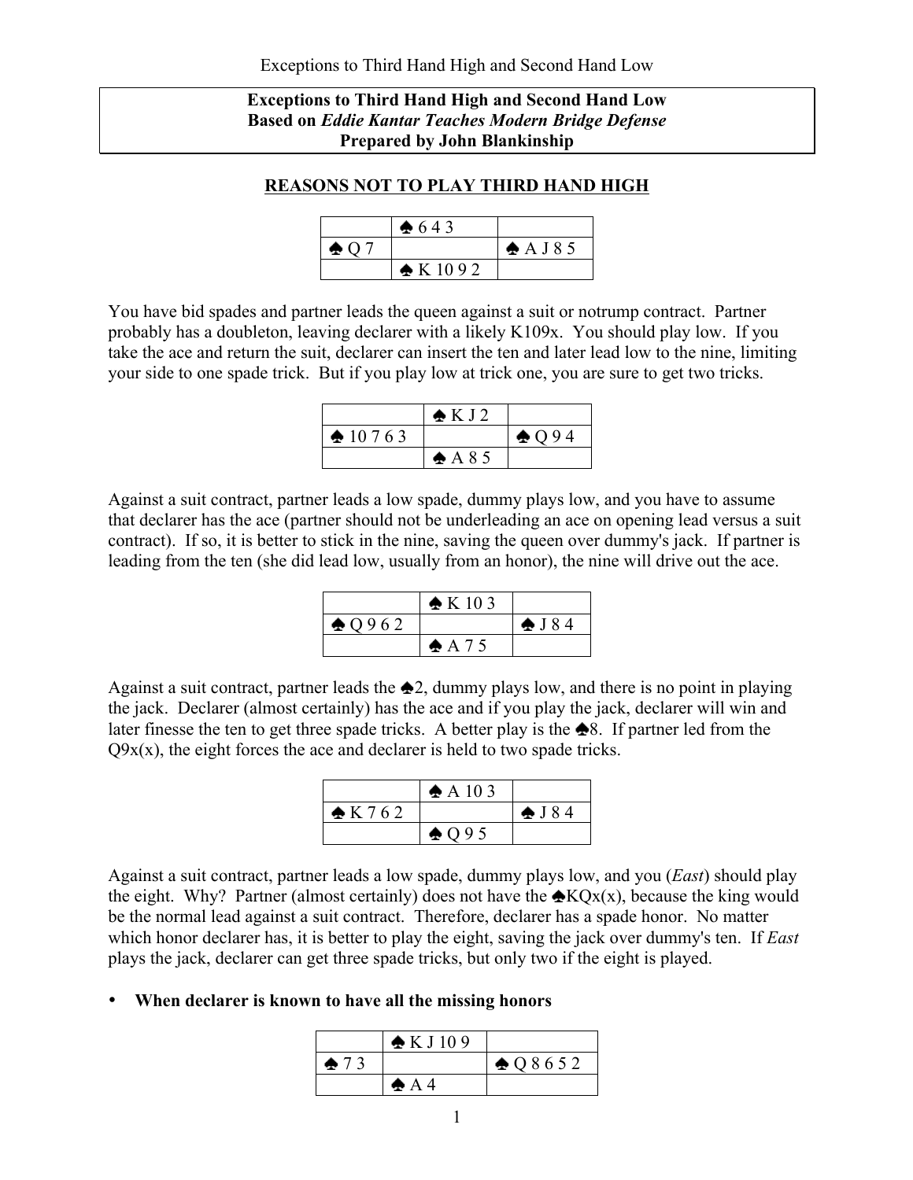# Exceptions to Third Hand High and Second Hand Low
**Based on *Eddie Kantar Teaches Modern Bridge Defense***
**Prepared by John Blankinship**

## REASONS NOT TO PLAY THIRD HAND HIGH

| | | |
|---|---|---|
| | ♠ 6 4 3 | |
| ♠ Q 7 | | ♠ A J 8 5 |
| | ♠ K 10 9 2 | |

You have bid spades and partner leads the queen against a suit or notrump contract. Partner probably has a doubleton, leaving declarer with a likely K109x. You should play low. If you take the ace and return the suit, declarer can insert the ten and later lead low to the nine, limiting your side to one spade trick. But if you play low at trick one, you are sure to get two tricks.

| | | |
|---|---|---|
| | ♠ K J 2 | |
| ♠ 10 7 6 3 | | ♠ Q 9 4 |
| | ♠ A 8 5 | |

Against a suit contract, partner leads a low spade, dummy plays low, and you have to assume that declarer has the ace (partner should not be underleading an ace on opening lead versus a suit contract). If so, it is better to stick in the nine, saving the queen over dummy's jack. If partner is leading from the ten (she did lead low, usually from an honor), the nine will drive out the ace.

| | | |
|---|---|---|
| | ♠ K 10 3 | |
| ♠ Q 9 6 2 | | ♠ J 8 4 |
| | ♠ A 7 5 | |

Against a suit contract, partner leads the ♠2, dummy plays low, and there is no point in playing the jack. Declarer (almost certainly) has the ace and if you play the jack, declarer will win and later finesse the ten to get three spade tricks. A better play is the ♠8. If partner led from the Q9x(x), the eight forces the ace and declarer is held to two spade tricks.

| | | |
|---|---|---|
| | ♠ A 10 3 | |
| ♠ K 7 6 2 | | ♠ J 8 4 |
| | ♠ Q 9 5 | |

Against a suit contract, partner leads a low spade, dummy plays low, and you (*East*) should play the eight. Why? Partner (almost certainly) does not have the ♠KQx(x), because the king would be the normal lead against a suit contract. Therefore, declarer has a spade honor. No matter which honor declarer has, it is better to play the eight, saving the jack over dummy's ten. If *East* plays the jack, declarer can get three spade tricks, but only two if the eight is played.

- **When declarer is known to have all the missing honors**

| | | |
|---|---|---|
| | ♠ K J 10 9 | |
| ♠ 7 3 | | ♠ Q 8 6 5 2 |
| | ♠ A 4 | |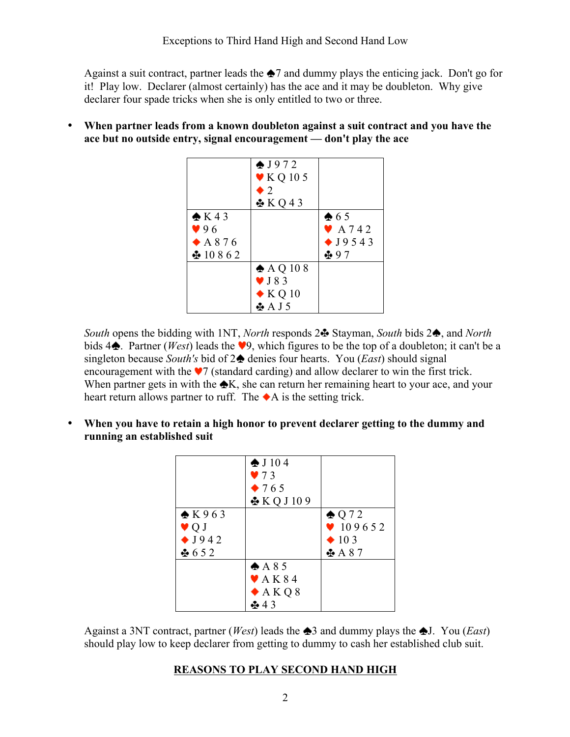Against a suit contract, partner leads the ♠7 and dummy plays the enticing jack. Don't go for it! Play low. Declarer (almost certainly) has the ace and it may be doubleton. Why give declarer four spade tricks when she is only entitled to two or three.

- **When partner leads from a known doubleton against a suit contract and you have the ace but no outside entry, signal encouragement — don't play the ace**

| | | |
|---|---|---|
| | ♠ J 9 7 2<br>♥ K Q 10 5<br>♦ 2<br>♣ K Q 4 3 | |
| ♠ K 4 3<br>♥ 9 6<br>♦ A 8 7 6<br>♣ 10 8 6 2 | | ♠ 6 5<br>♥ A 7 4 2<br>♦ J 9 5 4 3<br>♣ 9 7 |
| | ♠ A Q 10 8<br>♥ J 8 3<br>♦ K Q 10<br>♣ A J 5 | |

*South* opens the bidding with 1NT, *North* responds 2♣ Stayman, *South* bids 2♠, and *North* bids 4♠. Partner (*West*) leads the ♥9, which figures to be the top of a doubleton; it can't be a singleton because *South's* bid of 2♠ denies four hearts. You (*East*) should signal encouragement with the ♥7 (standard carding) and allow declarer to win the first trick. When partner gets in with the ♠K, she can return her remaining heart to your ace, and your heart return allows partner to ruff. The ♦A is the setting trick.

- **When you have to retain a high honor to prevent declarer getting to the dummy and running an established suit**

| | | |
|---|---|---|
| | ♠ J 10 4<br>♥ 7 3<br>♦ 7 6 5<br>♣ K Q J 10 9 | |
| ♠ K 9 6 3<br>♥ Q J<br>♦ J 9 4 2<br>♣ 6 5 2 | | ♠ Q 7 2<br>♥ 10 9 6 5 2<br>♦ 10 3<br>♣ A 8 7 |
| | ♠ A 8 5<br>♥ A K 8 4<br>♦ A K Q 8<br>♣ 4 3 | |

Against a 3NT contract, partner (*West*) leads the ♠3 and dummy plays the ♠J. You (*East*) should play low to keep declarer from getting to dummy to cash her established club suit.

## REASONS TO PLAY SECOND HAND HIGH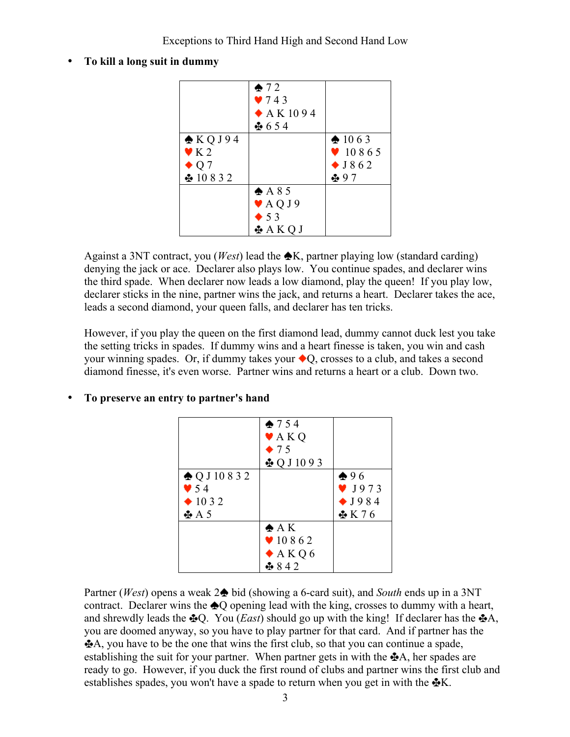- **To kill a long suit in dummy**

| | | |
|---|---|---|
| | ♠ 7 2<br>♥ 7 4 3<br>♦ A K 10 9 4<br>♣ 6 5 4 | |
| ♠ K Q J 9 4<br>♥ K 2<br>♦ Q 7<br>♣ 10 8 3 2 | | ♠ 10 6 3<br>♥ 10 8 6 5<br>♦ J 8 6 2<br>♣ 9 7 |
| | ♠ A 8 5<br>♥ A Q J 9<br>♦ 5 3<br>♣ A K Q J | |

Against a 3NT contract, you (*West*) lead the ♠K, partner playing low (standard carding) denying the jack or ace. Declarer also plays low. You continue spades, and declarer wins the third spade. When declarer now leads a low diamond, play the queen! If you play low, declarer sticks in the nine, partner wins the jack, and returns a heart. Declarer takes the ace, leads a second diamond, your queen falls, and declarer has ten tricks.

However, if you play the queen on the first diamond lead, dummy cannot duck lest you take the setting tricks in spades. If dummy wins and a heart finesse is taken, you win and cash your winning spades. Or, if dummy takes your ♦Q, crosses to a club, and takes a second diamond finesse, it's even worse. Partner wins and returns a heart or a club. Down two.

- **To preserve an entry to partner's hand**

| | | |
|---|---|---|
| | ♠ 7 5 4<br>♥ A K Q<br>♦ 7 5<br>♣ Q J 10 9 3 | |
| ♠ Q J 10 8 3 2<br>♥ 5 4<br>♦ 10 3 2<br>♣ A 5 | | ♠ 9 6<br>♥ J 9 7 3<br>♦ J 9 8 4<br>♣ K 7 6 |
| | ♠ A K<br>♥ 10 8 6 2<br>♦ A K Q 6<br>♣ 8 4 2 | |

Partner (*West*) opens a weak 2♠ bid (showing a 6-card suit), and *South* ends up in a 3NT contract. Declarer wins the ♠Q opening lead with the king, crosses to dummy with a heart, and shrewdly leads the ♣Q. You (*East*) should go up with the king! If declarer has the ♣A, you are doomed anyway, so you have to play partner for that card. And if partner has the ♣A, you have to be the one that wins the first club, so that you can continue a spade, establishing the suit for your partner. When partner gets in with the ♣A, her spades are ready to go. However, if you duck the first round of clubs and partner wins the first club and establishes spades, you won't have a spade to return when you get in with the ♣K.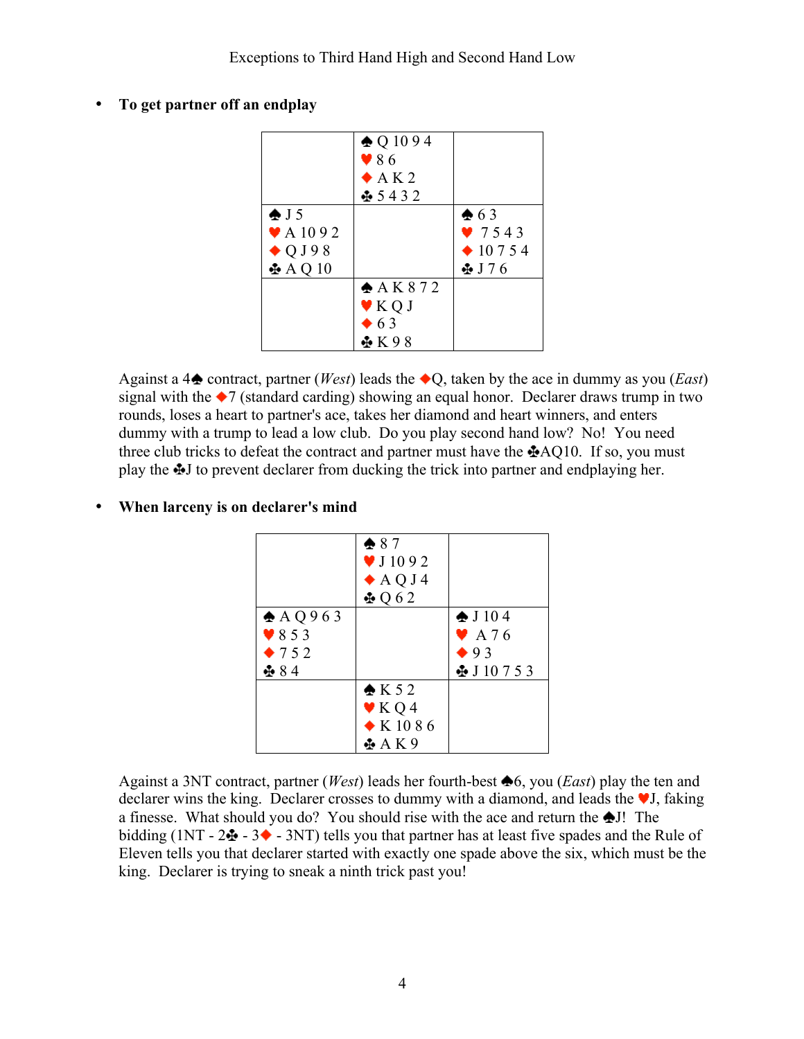- **To get partner off an endplay**

| | | |
|---|---|---|
| | ♠ Q 10 9 4<br>♥ 8 6<br>♦ A K 2<br>♣ 5 4 3 2 | |
| ♠ J 5<br>♥ A 10 9 2<br>♦ Q J 9 8<br>♣ A Q 10 | | ♠ 6 3<br>♥ 7 5 4 3<br>♦ 10 7 5 4<br>♣ J 7 6 |
| | ♠ A K 8 7 2<br>♥ K Q J<br>♦ 6 3<br>♣ K 9 8 | |

Against a 4♠ contract, partner (*West*) leads the ♦Q, taken by the ace in dummy as you (*East*) signal with the ♦7 (standard carding) showing an equal honor. Declarer draws trump in two rounds, loses a heart to partner's ace, takes her diamond and heart winners, and enters dummy with a trump to lead a low club. Do you play second hand low? No! You need three club tricks to defeat the contract and partner must have the ♣AQ10. If so, you must play the ♣J to prevent declarer from ducking the trick into partner and endplaying her.

- **When larceny is on declarer's mind**

| | | |
|---|---|---|
| | ♠ 8 7<br>♥ J 10 9 2<br>♦ A Q J 4<br>♣ Q 6 2 | |
| ♠ A Q 9 6 3<br>♥ 8 5 3<br>♦ 7 5 2<br>♣ 8 4 | | ♠ J 10 4<br>♥ A 7 6<br>♦ 9 3<br>♣ J 10 7 5 3 |
| | ♠ K 5 2<br>♥ K Q 4<br>♦ K 10 8 6<br>♣ A K 9 | |

Against a 3NT contract, partner (*West*) leads her fourth-best ♠6, you (*East*) play the ten and declarer wins the king. Declarer crosses to dummy with a diamond, and leads the ♥J, faking a finesse. What should you do? You should rise with the ace and return the ♠J! The bidding (1NT - 2♣ - 3♦ - 3NT) tells you that partner has at least five spades and the Rule of Eleven tells you that declarer started with exactly one spade above the six, which must be the king. Declarer is trying to sneak a ninth trick past you!